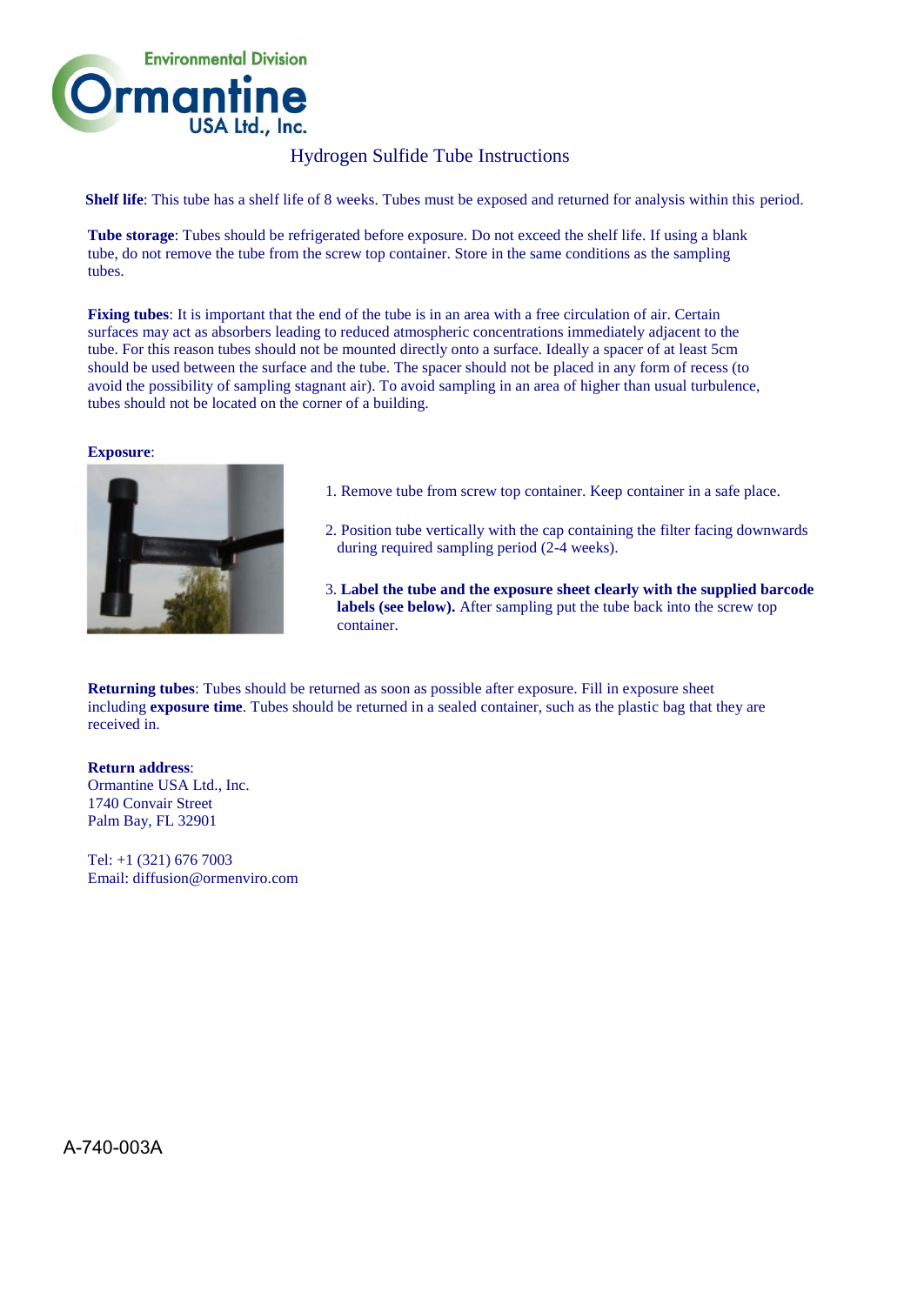Environmental Division

Ormantine USA Ltd., Inc.

# Hydrogen Sulfide Tube Instructions

**Shelf life**: This tube has a shelf life of 8 weeks. Tubes must be exposed and returned for analysis within this period.

**Tube storage**: Tubes should be refrigerated before exposure. Do not exceed the shelf life. If using a blank tube, do not remove the tube from the screw top container. Store in the same conditions as the sampling tubes.

**Fixing tubes**: It is important that the end of the tube is in an area with a free circulation of air. Certain surfaces may act as absorbers leading to reduced atmospheric concentrations immediately adjacent to the tube. For this reason tubes should not be mounted directly onto a surface. Ideally a spacer of at least 5cm should be used between the surface and the tube. The spacer should not be placed in any form of recess (to avoid the possibility of sampling stagnant air). To avoid sampling in an area of higher than usual turbulence, tubes should not be located on the corner of a building.

**Exposure**:

1. Remove tube from screw top container. Keep container in a safe place.
2. Position tube vertically with the cap containing the filter facing downwards during required sampling period (2-4 weeks).
3. **Label the tube and the exposure sheet clearly with the supplied barcode labels (see below).** After sampling put the tube back into the screw top container.

**Returning tubes**: Tubes should be returned as soon as possible after exposure. Fill in exposure sheet including **exposure time**. Tubes should be returned in a sealed container, such as the plastic bag that they are received in.

**Return address**:
Ormantine USA Ltd., Inc.
1740 Convair Street
Palm Bay, FL 32901

Tel: +1 (321) 676 7003
Email: diffusion@ormenviro.com

A-740-003A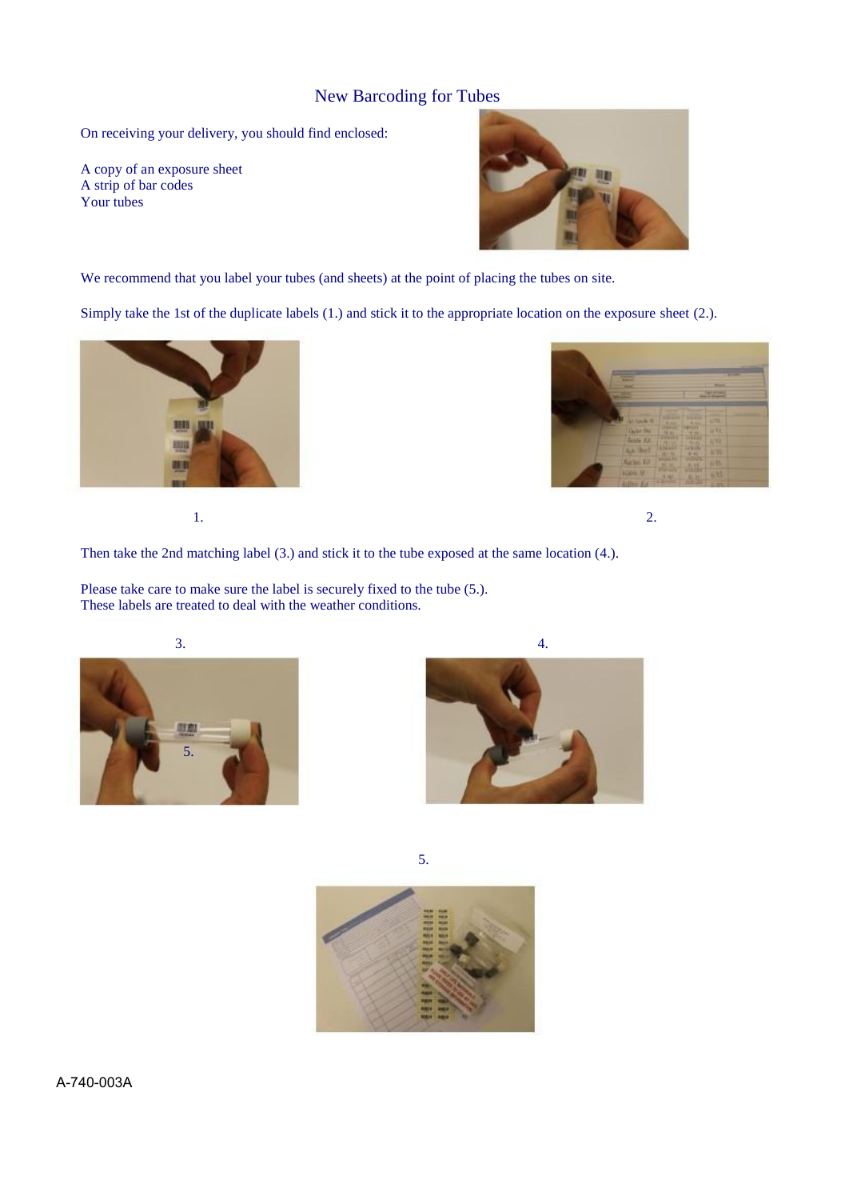# New Barcoding for Tubes

On receiving your delivery, you should find enclosed:

A copy of an exposure sheet
A strip of bar codes
Your tubes

We recommend that you label your tubes (and sheets) at the point of placing the tubes on site.

Simply take the 1st of the duplicate labels (1.) and stick it to the appropriate location on the exposure sheet (2.).

1.

2.

Then take the 2nd matching label (3.) and stick it to the tube exposed at the same location (4.).

Please take care to make sure the label is securely fixed to the tube (5.).
These labels are treated to deal with the weather conditions.

3.

4.

5.

5.

A-740-003A